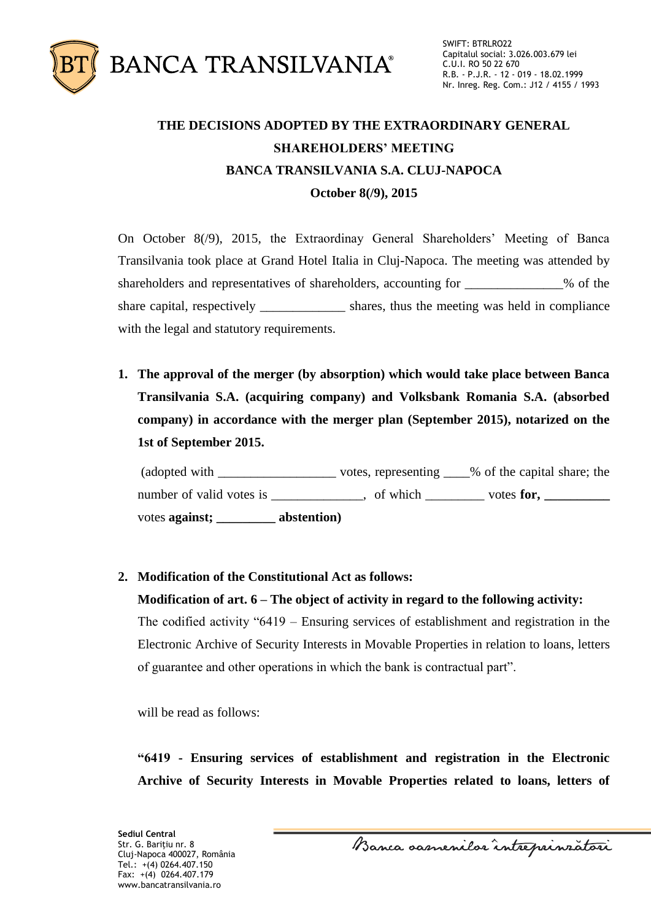# THE DECISIONS ADOPTED BY THE EXTRAORDINARY GENERAL SHAREHOLDERS' MEETING BANCA TRANSILVANIA S.A. CLUJ-NAPOCA

**October 8(/9), 2015**

On October 8(/9), 2015, the Extraordinay General Shareholders' Meeting of Banca Transilvania took place at Grand Hotel Italia in Cluj-Napoca. The meeting was attended by shareholders and representatives of shareholders, accounting for _______________% of the share capital, respectively _____________ shares, thus the meeting was held in compliance with the legal and statutory requirements.

1. **The approval of the merger (by absorption) which would take place between Banca Transilvania S.A. (acquiring company) and Volksbank Romania S.A. (absorbed company) in accordance with the merger plan (September 2015), notarized on the 1st of September 2015.**

   (adopted with __________________ votes, representing ____% of the capital share; the number of valid votes is ______________, of which _________ votes **for, __________** votes **against; _________ abstention)**

2. **Modification of the Constitutional Act as follows:**

   **Modification of art. 6 – The object of activity in regard to the following activity:**

   The codified activity "6419 – Ensuring services of establishment and registration in the Electronic Archive of Security Interests in Movable Properties in relation to loans, letters of guarantee and other operations in which the bank is contractual part".

   will be read as follows:

   **"6419 - Ensuring services of establishment and registration in the Electronic Archive of Security Interests in Movable Properties related to loans, letters of**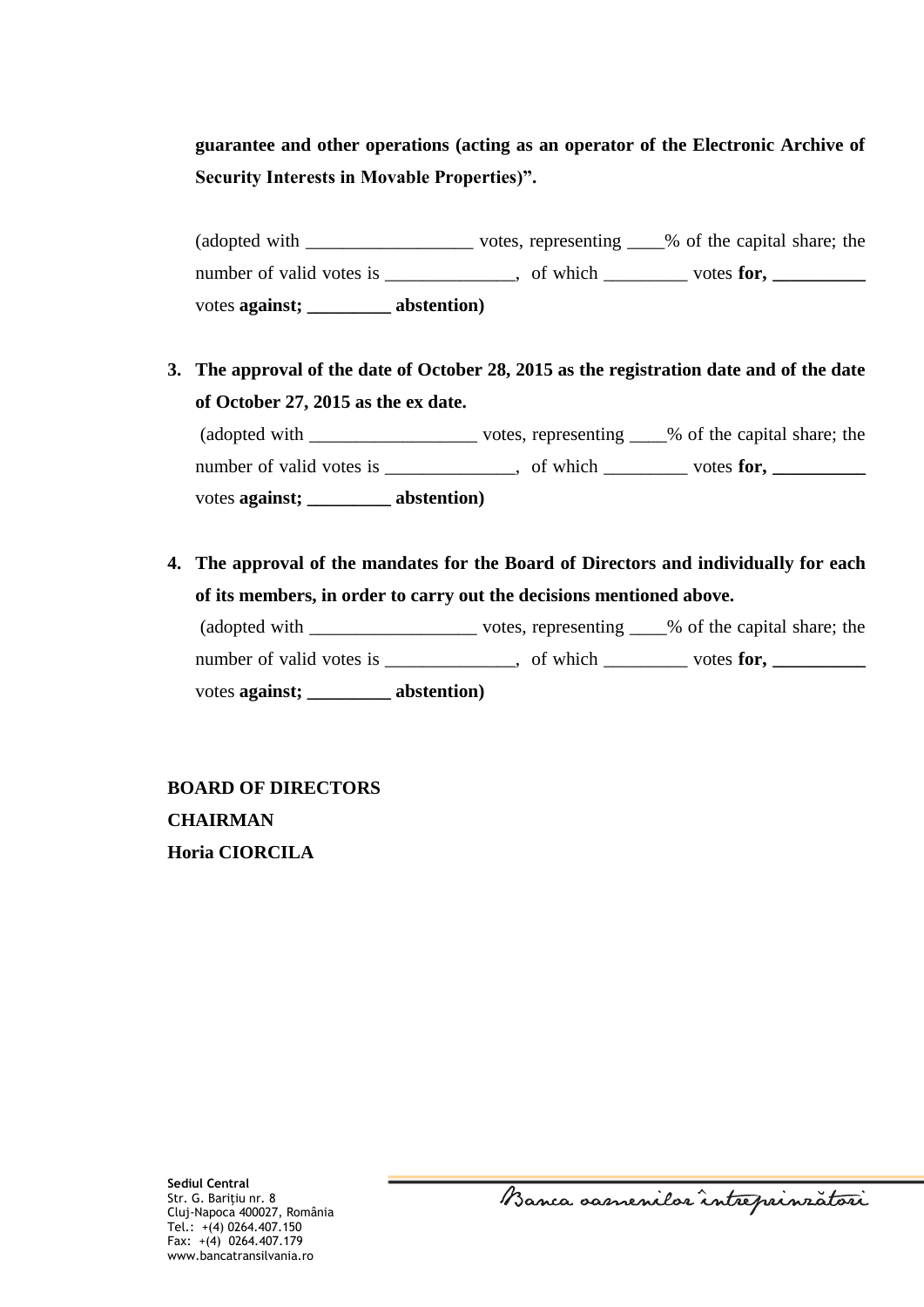**guarantee and other operations (acting as an operator of the Electronic Archive of Security Interests in Movable Properties)".**

(adopted with __________________ votes, representing ____% of the capital share; the number of valid votes is ______________, of which _________ votes **for, __________** votes **against; _________ abstention)**

3. **The approval of the date of October 28, 2015 as the registration date and of the date of October 27, 2015 as the ex date.**

   (adopted with __________________ votes, representing ____% of the capital share; the number of valid votes is ______________, of which _________ votes **for, __________** votes **against; _________ abstention)**

4. **The approval of the mandates for the Board of Directors and individually for each of its members, in order to carry out the decisions mentioned above.**

   (adopted with __________________ votes, representing ____% of the capital share; the number of valid votes is ______________, of which _________ votes **for, __________** votes **against; _________ abstention)**

**BOARD OF DIRECTORS**
**CHAIRMAN**
**Horia CIORCILA**

**Sediul Central**
Str. G. Bariţiu nr. 8
Cluj-Napoca 400027, România
Tel.: +(4) 0264.407.150
Fax: +(4) 0264.407.179
www.bancatransilvania.ro

Banca oamenilor întreprinzători